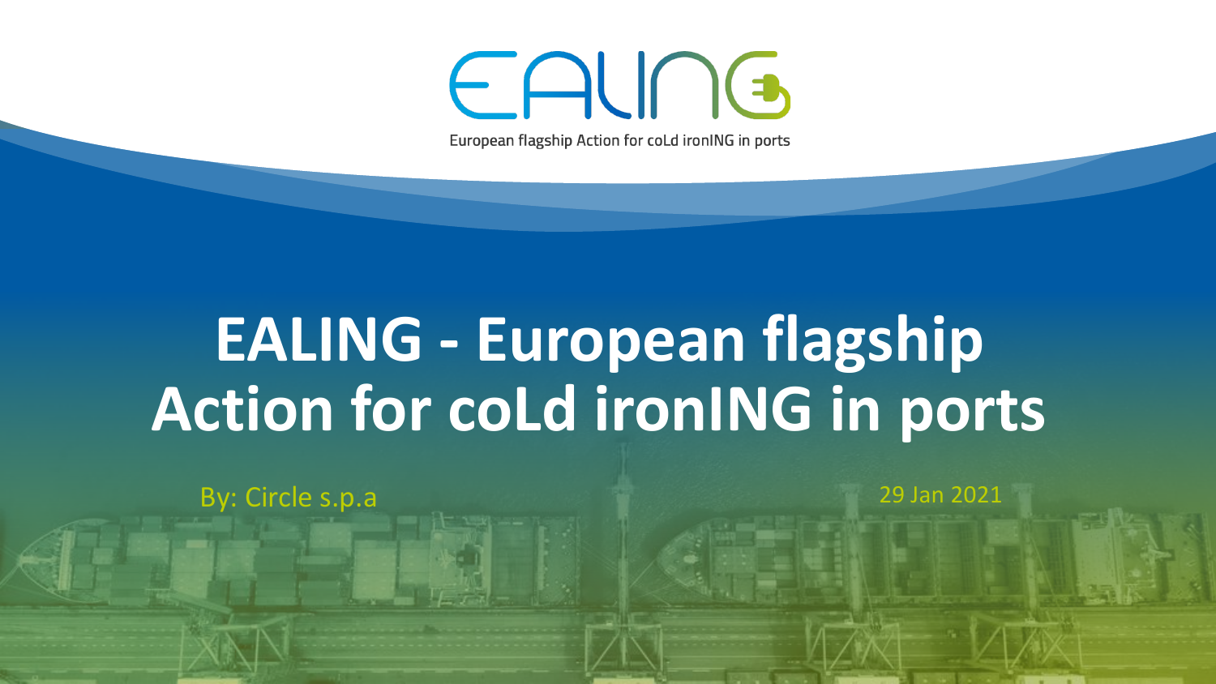European flagship Action for coLd ironING in ports

# EALING - European flagship Action for coLd ironING in ports

By: Circle s.p.a

29 Jan 2021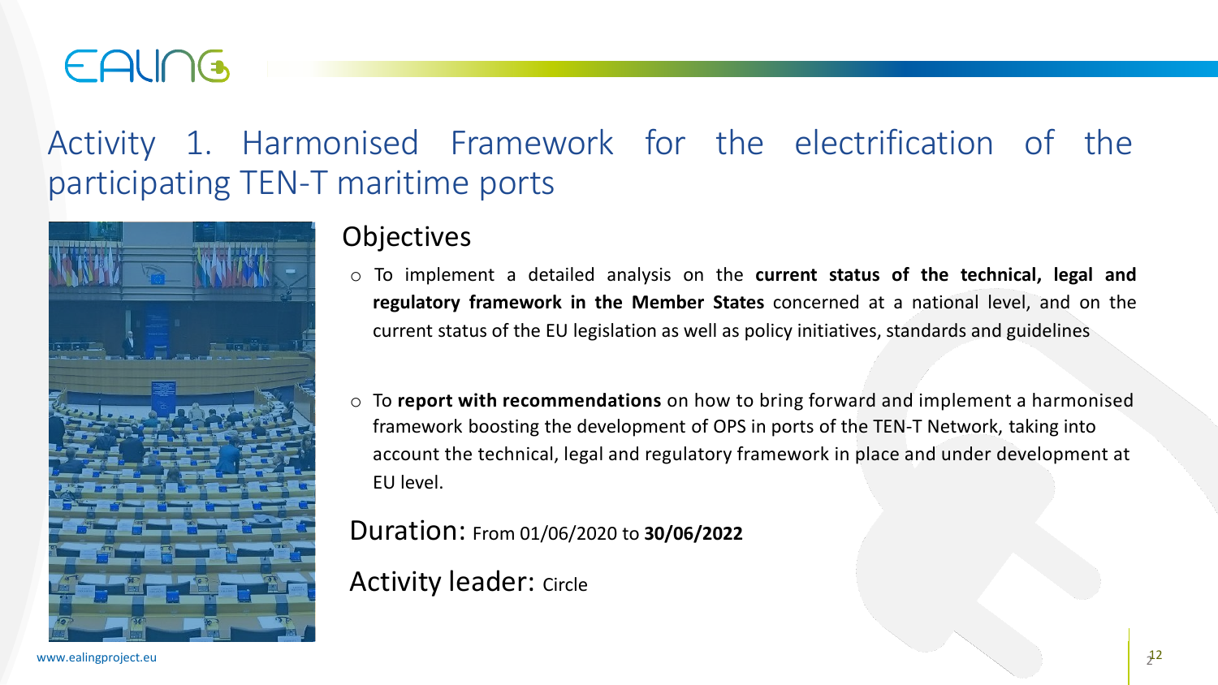# Activity 1. Harmonised Framework for the electrification of the participating TEN-T maritime ports

## Objectives

- To implement a detailed analysis on the **current status of the technical, legal and regulatory framework in the Member States** concerned at a national level, and on the current status of the EU legislation as well as policy initiatives, standards and guidelines

- To **report with recommendations** on how to bring forward and implement a harmonised framework boosting the development of OPS in ports of the TEN-T Network, taking into account the technical, legal and regulatory framework in place and under development at EU level.

**Duration:** From 01/06/2020 to **30/06/2022**

**Activity leader:** Circle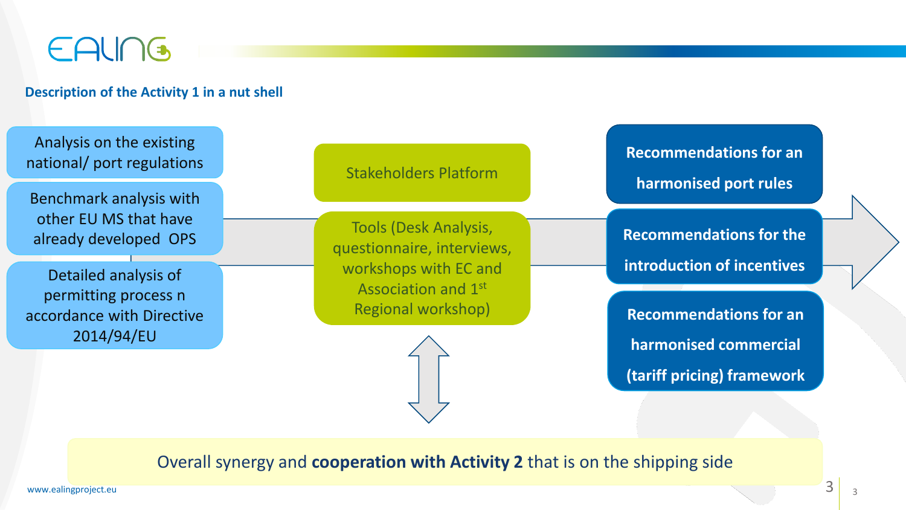## Description of the Activity 1 in a nut shell

- Analysis on the existing national/ port regulations
- Benchmark analysis with other EU MS that have already developed OPS
- Detailed analysis of permitting process n accordance with Directive 2014/94/EU

Stakeholders Platform

Tools (Desk Analysis, questionnaire, interviews, workshops with EC and Association and 1st Regional workshop)

- **Recommendations for an harmonised port rules**
- **Recommendations for the introduction of incentives**
- **Recommendations for an harmonised commercial (tariff pricing) framework**

Overall synergy and **cooperation with Activity 2** that is on the shipping side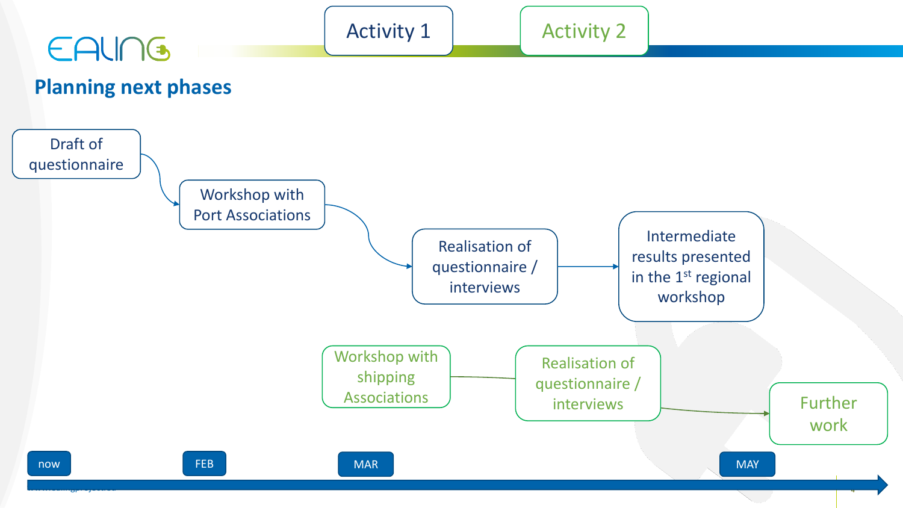EALING

## Planning next phases

**Activity 1**

- Draft of questionnaire
- Workshop with Port Associations
- Realisation of questionnaire / interviews
- Intermediate results presented in the 1st regional workshop

**Activity 2**

- Workshop with shipping Associations
- Realisation of questionnaire / interviews
- Further work

Timeline: now → FEB → MAR → MAY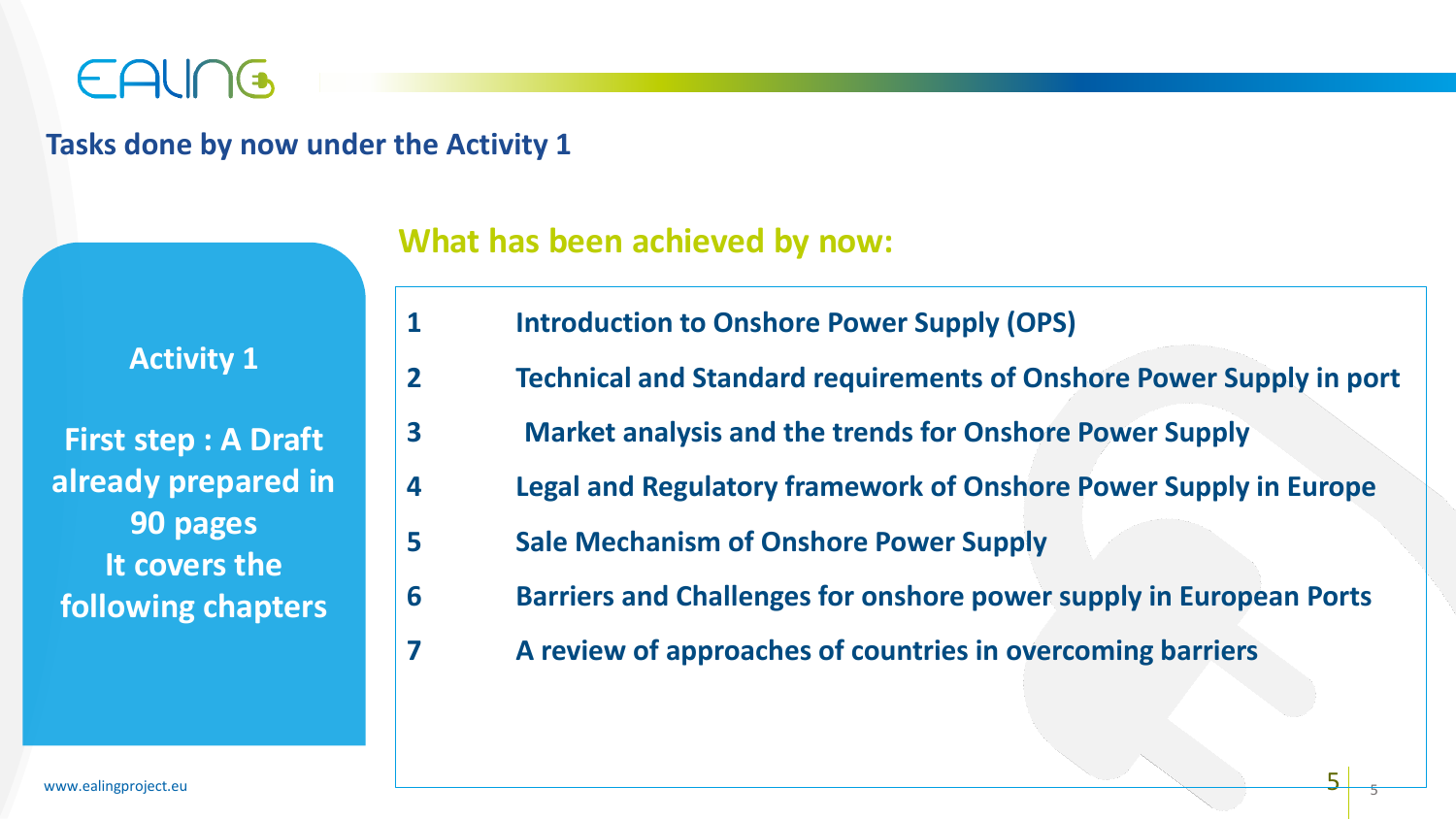# Tasks done by now under the Activity 1

**Activity 1**

**First step : A Draft already prepared in 90 pages It covers the following chapters**

## What has been achieved by now:

| | |
|---|---|
| 1 | Introduction to Onshore Power Supply (OPS) |
| 2 | Technical and Standard requirements of Onshore Power Supply in port |
| 3 | Market analysis and the trends for Onshore Power Supply |
| 4 | Legal and Regulatory framework of Onshore Power Supply in Europe |
| 5 | Sale Mechanism of Onshore Power Supply |
| 6 | Barriers and Challenges for onshore power supply in European Ports |
| 7 | A review of approaches of countries in overcoming barriers |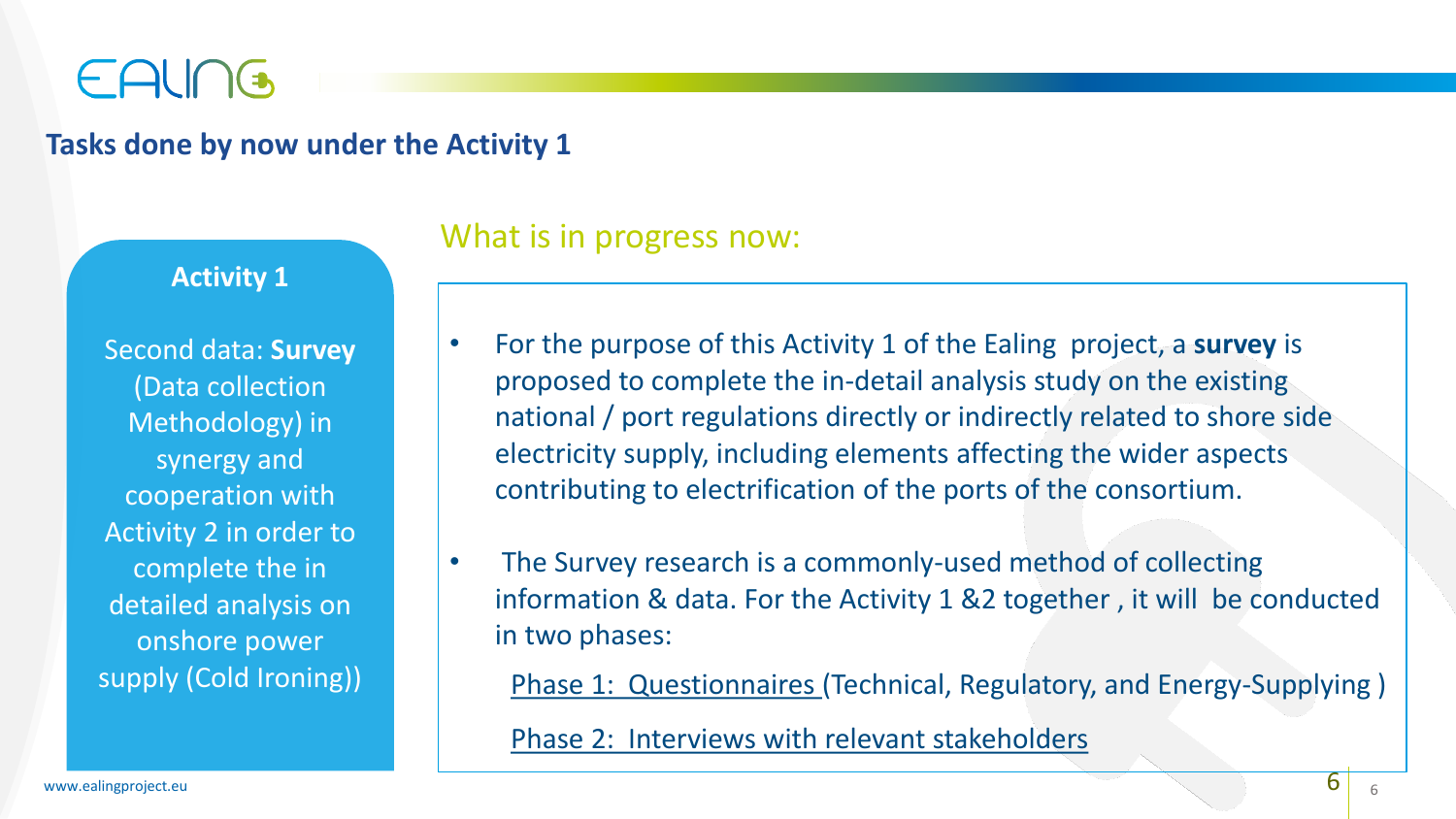## Tasks done by now under the Activity 1

### Activity 1

Second data: **Survey** (Data collection Methodology) in synergy and cooperation with Activity 2 in order to complete the in detailed analysis on onshore power supply (Cold Ironing))

### What is in progress now:

- For the purpose of this Activity 1 of the Ealing project, a **survey** is proposed to complete the in-detail analysis study on the existing national / port regulations directly or indirectly related to shore side electricity supply, including elements affecting the wider aspects contributing to electrification of the ports of the consortium.
- The Survey research is a commonly-used method of collecting information & data. For the Activity 1 &2 together , it will be conducted in two phases:

  Phase 1: Questionnaires (Technical, Regulatory, and Energy-Supplying )

  Phase 2: Interviews with relevant stakeholders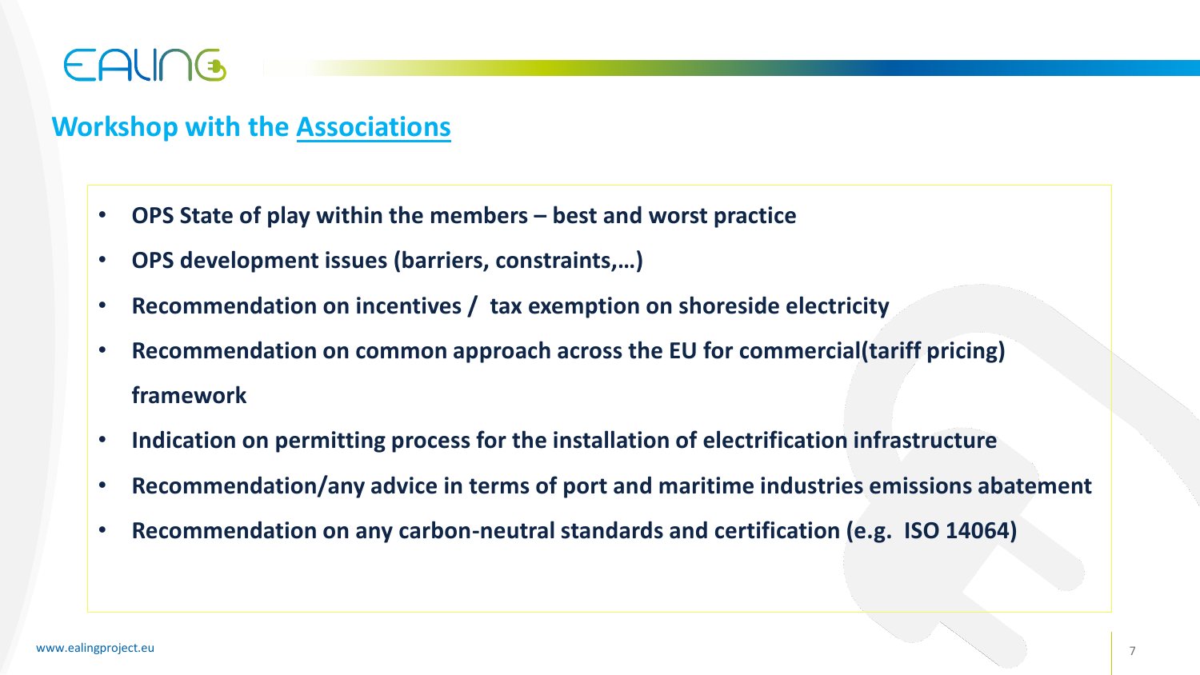## Workshop with the Associations

- **OPS State of play within the members – best and worst practice**
- **OPS development issues (barriers, constraints,…)**
- **Recommendation on incentives / tax exemption on shoreside electricity**
- **Recommendation on common approach across the EU for commercial(tariff pricing) framework**
- **Indication on permitting process for the installation of electrification infrastructure**
- **Recommendation/any advice in terms of port and maritime industries emissions abatement**
- **Recommendation on any carbon-neutral standards and certification (e.g. ISO 14064)**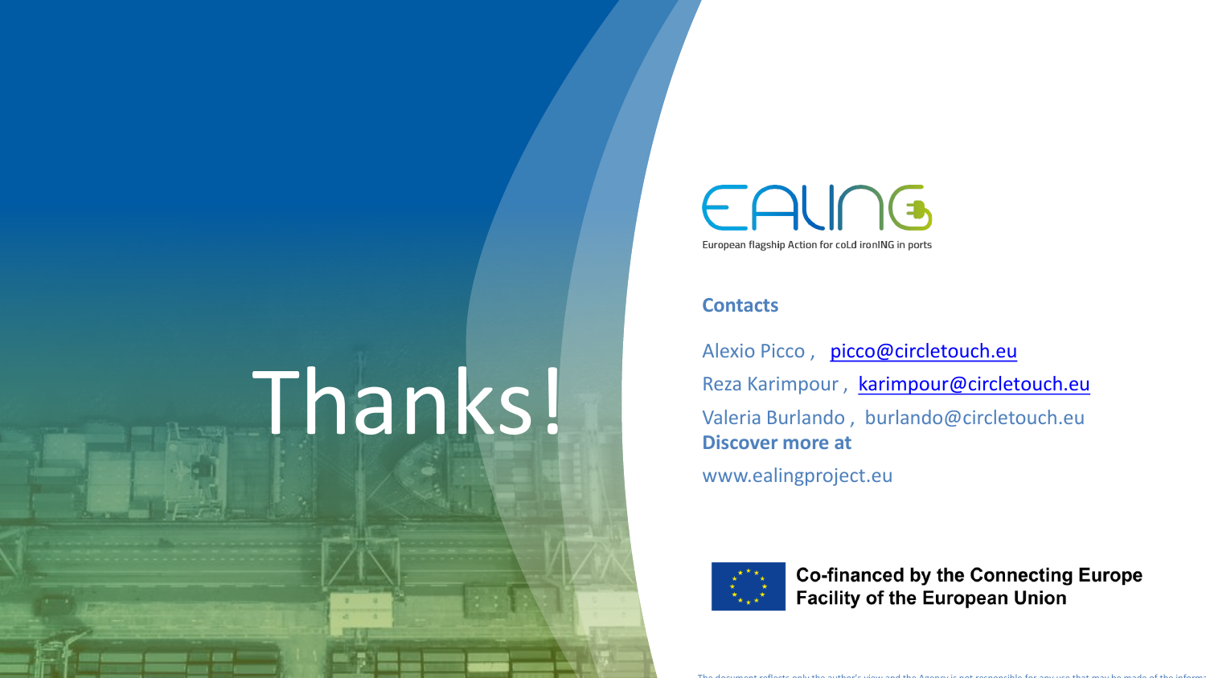# Thanks!

EALING

European flagship Action for coLd ironING in ports

**Contacts**

Alexio Picco , picco@circletouch.eu

Reza Karimpour , karimpour@circletouch.eu

Valeria Burlando , burlando@circletouch.eu

**Discover more at**

www.ealingproject.eu

**Co-financed by the Connecting Europe Facility of the European Union**

The document reflects only the author's view and the Agency is not responsible for any use that may be made of the informa